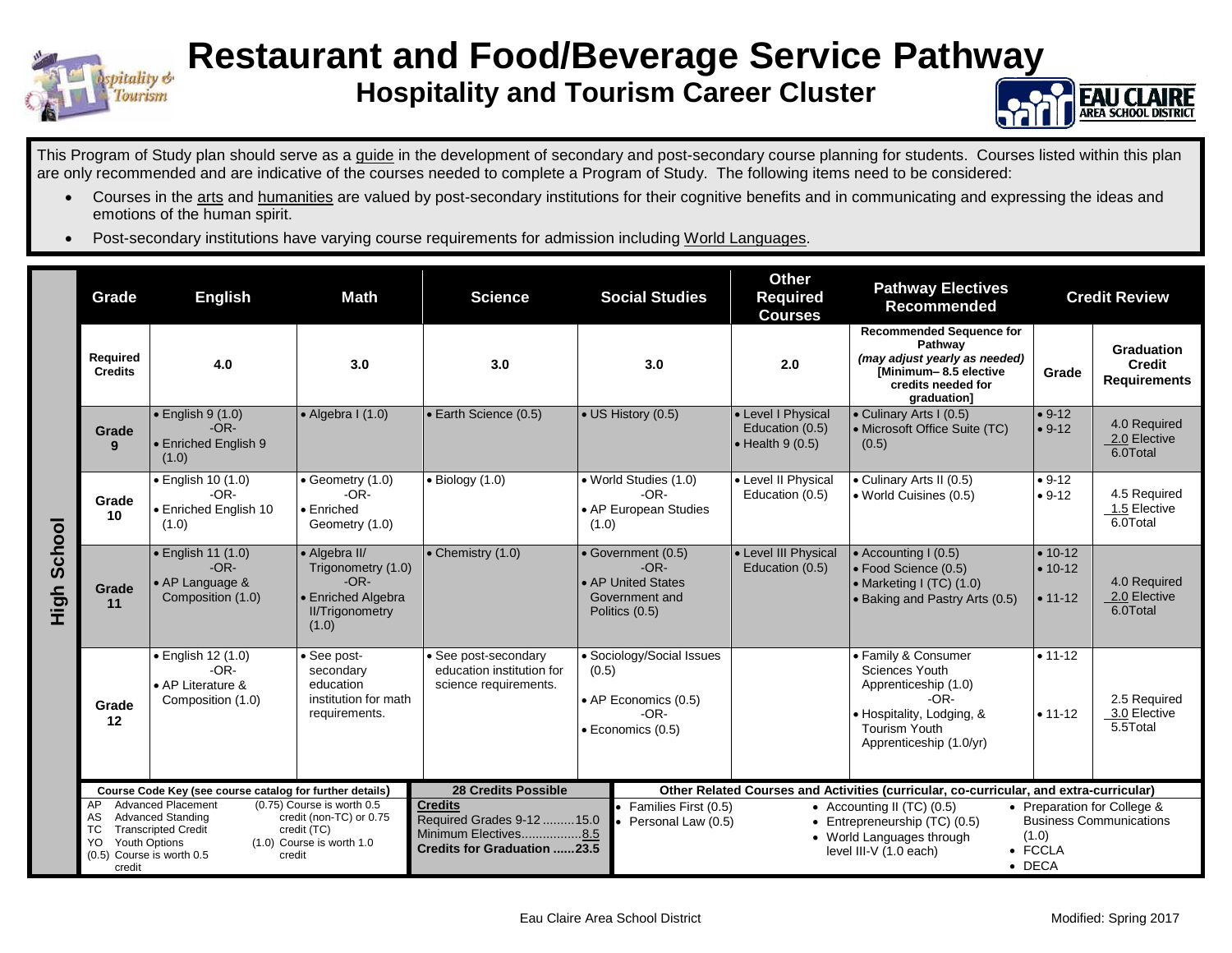# Restaurant and Food/Beverage Service Pathway

## Hospitality and Tourism Career Cluster

This Program of Study plan should serve as a guide in the development of secondary and post-secondary course planning for students. Courses listed within this plan are only recommended and are indicative of the courses needed to complete a Program of Study. The following items need to be considered:

- Courses in the arts and humanities are valued by post-secondary institutions for their cognitive benefits and in communicating and expressing the ideas and emotions of the human spirit.
- Post-secondary institutions have varying course requirements for admission including World Languages.

**High School**

| Grade | English | Math | Science | Social Studies | Other Required Courses | Pathway Electives Recommended | Credit Review | |
|---|---|---|---|---|---|---|---|---|
| Required Credits | 4.0 | 3.0 | 3.0 | 3.0 | 2.0 | Recommended Sequence for Pathway *(may adjust yearly as needed)* [Minimum– 8.5 elective credits needed for graduation] | Grade | Graduation Credit Requirements |
| Grade 9 | • English 9 (1.0) -OR- • Enriched English 9 (1.0) | • Algebra I (1.0) | • Earth Science (0.5) | • US History (0.5) | • Level I Physical Education (0.5) • Health 9 (0.5) | • Culinary Arts I (0.5) • Microsoft Office Suite (TC) (0.5) | • 9-12 • 9-12 | 4.0 Required 2.0 Elective 6.0Total |
| Grade 10 | • English 10 (1.0) -OR- • Enriched English 10 (1.0) | • Geometry (1.0) -OR- • Enriched Geometry (1.0) | • Biology (1.0) | • World Studies (1.0) -OR- • AP European Studies (1.0) | • Level II Physical Education (0.5) | • Culinary Arts II (0.5) • World Cuisines (0.5) | • 9-12 • 9-12 | 4.5 Required 1.5 Elective 6.0Total |
| Grade 11 | • English 11 (1.0) -OR- • AP Language & Composition (1.0) | • Algebra II/ Trigonometry (1.0) -OR- • Enriched Algebra II/Trigonometry (1.0) | • Chemistry (1.0) | • Government (0.5) -OR- • AP United States Government and Politics (0.5) | • Level III Physical Education (0.5) | • Accounting I (0.5) • Food Science (0.5) • Marketing I (TC) (1.0) • Baking and Pastry Arts (0.5) | • 10-12 • 10-12 • 11-12 | 4.0 Required 2.0 Elective 6.0Total |
| Grade 12 | • English 12 (1.0) -OR- • AP Literature & Composition (1.0) | • See post-secondary education institution for math requirements. | • See post-secondary education institution for science requirements. | • Sociology/Social Issues (0.5) • AP Economics (0.5) -OR- • Economics (0.5) | | • Family & Consumer Sciences Youth Apprenticeship (1.0) -OR- • Hospitality, Lodging, & Tourism Youth Apprenticeship (1.0/yr) | • 11-12 • 11-12 | 2.5 Required 3.0 Elective 5.5Total |

**Course Code Key (see course catalog for further details)**

- AP Advanced Placement
- AS Advanced Standing
- TC Transcripted Credit
- YO Youth Options
- (0.5) Course is worth 0.5 credit
- (0.75) Course is worth 0.5 credit (non-TC) or 0.75 credit (TC)
- (1.0) Course is worth 1.0 credit

**28 Credits Possible**

**Credits**
Required Grades 9-12 .........15.0
Minimum Electives.................8.5
**Credits for Graduation ......23.5**

**Other Related Courses and Activities (curricular, co-curricular, and extra-curricular)**

- Families First (0.5)
- Personal Law (0.5)
- Accounting II (TC) (0.5)
- Entrepreneurship (TC) (0.5)
- World Languages through level III-V (1.0 each)
- Preparation for College & Business Communications (1.0)
- FCCLA
- DECA

Eau Claire Area School District

Modified: Spring 2017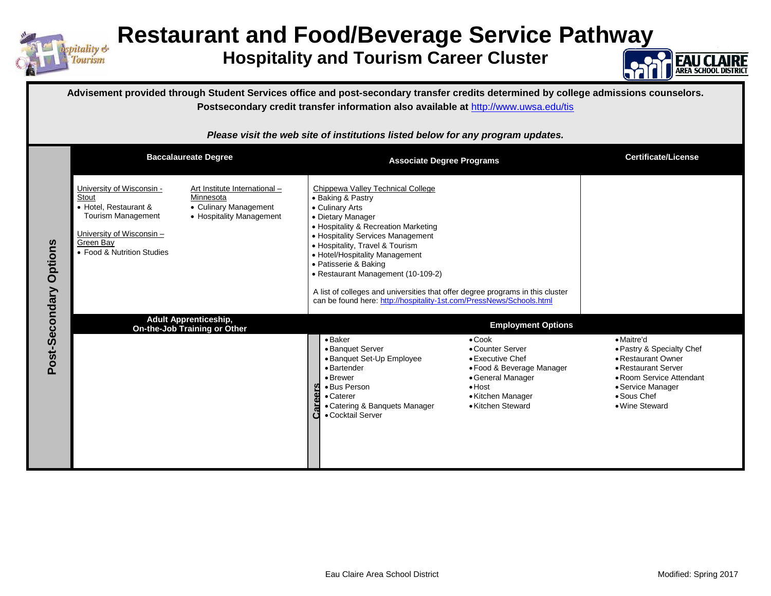# Restaurant and Food/Beverage Service Pathway

## Hospitality and Tourism Career Cluster

**Advisement provided through Student Services office and post-secondary transfer credits determined by college admissions counselors.**
**Postsecondary credit transfer information also available at http://www.uwsa.edu/tis**

***Please visit the web site of institutions listed below for any program updates.***

## Post-Secondary Options

| Baccalaureate Degree | Associate Degree Programs | Certificate/License |
|---|---|---|
| University of Wisconsin - Stout<br>• Hotel, Restaurant & Tourism Management<br><br>University of Wisconsin – Green Bay<br>• Food & Nutrition Studies<br><br>Art Institute International – Minnesota<br>• Culinary Management<br>• Hospitality Management | Chippewa Valley Technical College<br>• Baking & Pastry<br>• Culinary Arts<br>• Dietary Manager<br>• Hospitality & Recreation Marketing<br>• Hospitality Services Management<br>• Hospitality, Travel & Tourism<br>• Hotel/Hospitality Management<br>• Patisserie & Baking<br>• Restaurant Management (10-109-2)<br><br>A list of colleges and universities that offer degree programs in this cluster can be found here: http://hospitality-1st.com/PressNews/Schools.html | |

| Adult Apprenticeship, On-the-Job Training or Other | Employment Options | | |
|---|---|---|---|
| | **Careers**<br>• Baker<br>• Banquet Server<br>• Banquet Set-Up Employee<br>• Bartender<br>• Brewer<br>• Bus Person<br>• Caterer<br>• Catering & Banquets Manager<br>• Cocktail Server | • Cook<br>• Counter Server<br>• Executive Chef<br>• Food & Beverage Manager<br>• General Manager<br>• Host<br>• Kitchen Manager<br>• Kitchen Steward | • Maitre'd<br>• Pastry & Specialty Chef<br>• Restaurant Owner<br>• Restaurant Server<br>• Room Service Attendant<br>• Service Manager<br>• Sous Chef<br>• Wine Steward |

Eau Claire Area School District

Modified: Spring 2017